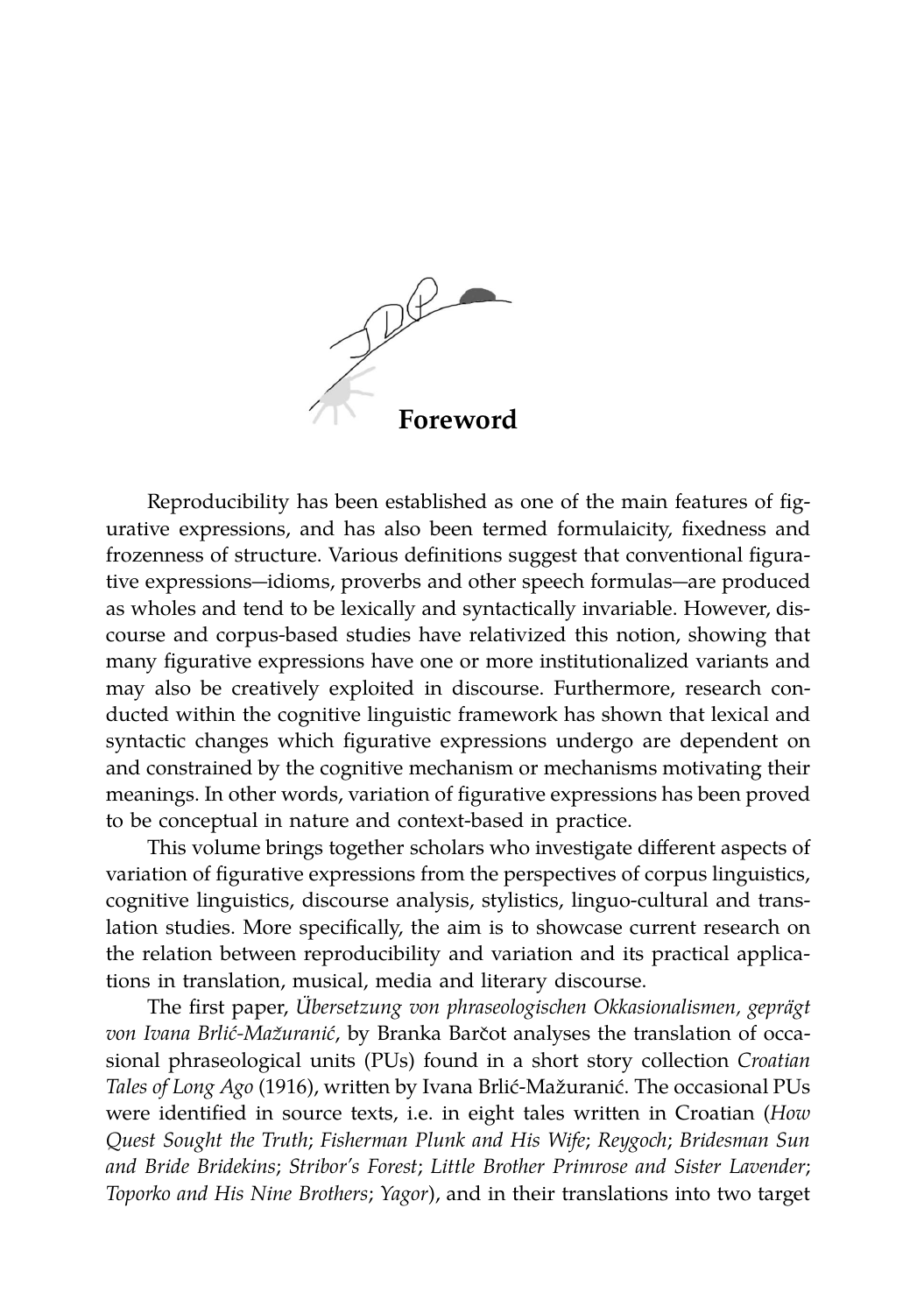# Foreword

Reproducibility has been established as one of the main features of figurative expressions, and has also been termed formulaicity, fixedness and frozenness of structure. Various definitions suggest that conventional figurative expressions—idioms, proverbs and other speech formulas—are produced as wholes and tend to be lexically and syntactically invariable. However, discourse and corpus-based studies have relativized this notion, showing that many figurative expressions have one or more institutionalized variants and may also be creatively exploited in discourse. Furthermore, research conducted within the cognitive linguistic framework has shown that lexical and syntactic changes which figurative expressions undergo are dependent on and constrained by the cognitive mechanism or mechanisms motivating their meanings. In other words, variation of figurative expressions has been proved to be conceptual in nature and context-based in practice.

This volume brings together scholars who investigate different aspects of variation of figurative expressions from the perspectives of corpus linguistics, cognitive linguistics, discourse analysis, stylistics, linguo-cultural and translation studies. More specifically, the aim is to showcase current research on the relation between reproducibility and variation and its practical applications in translation, musical, media and literary discourse.

The first paper, *Übersetzung von phraseologischen Okkasionalismen, geprägt von Ivana Brlić-Mažuranić*, by Branka Barčot analyses the translation of occasional phraseological units (PUs) found in a short story collection *Croatian Tales of Long Ago* (1916), written by Ivana Brlić-Mažuranić. The occasional PUs were identified in source texts, i.e. in eight tales written in Croatian (*How Quest Sought the Truth*; *Fisherman Plunk and His Wife*; *Reygoch*; *Bridesman Sun and Bride Bridekins*; *Stribor's Forest*; *Little Brother Primrose and Sister Lavender*; *Toporko and His Nine Brothers*; *Yagor*), and in their translations into two target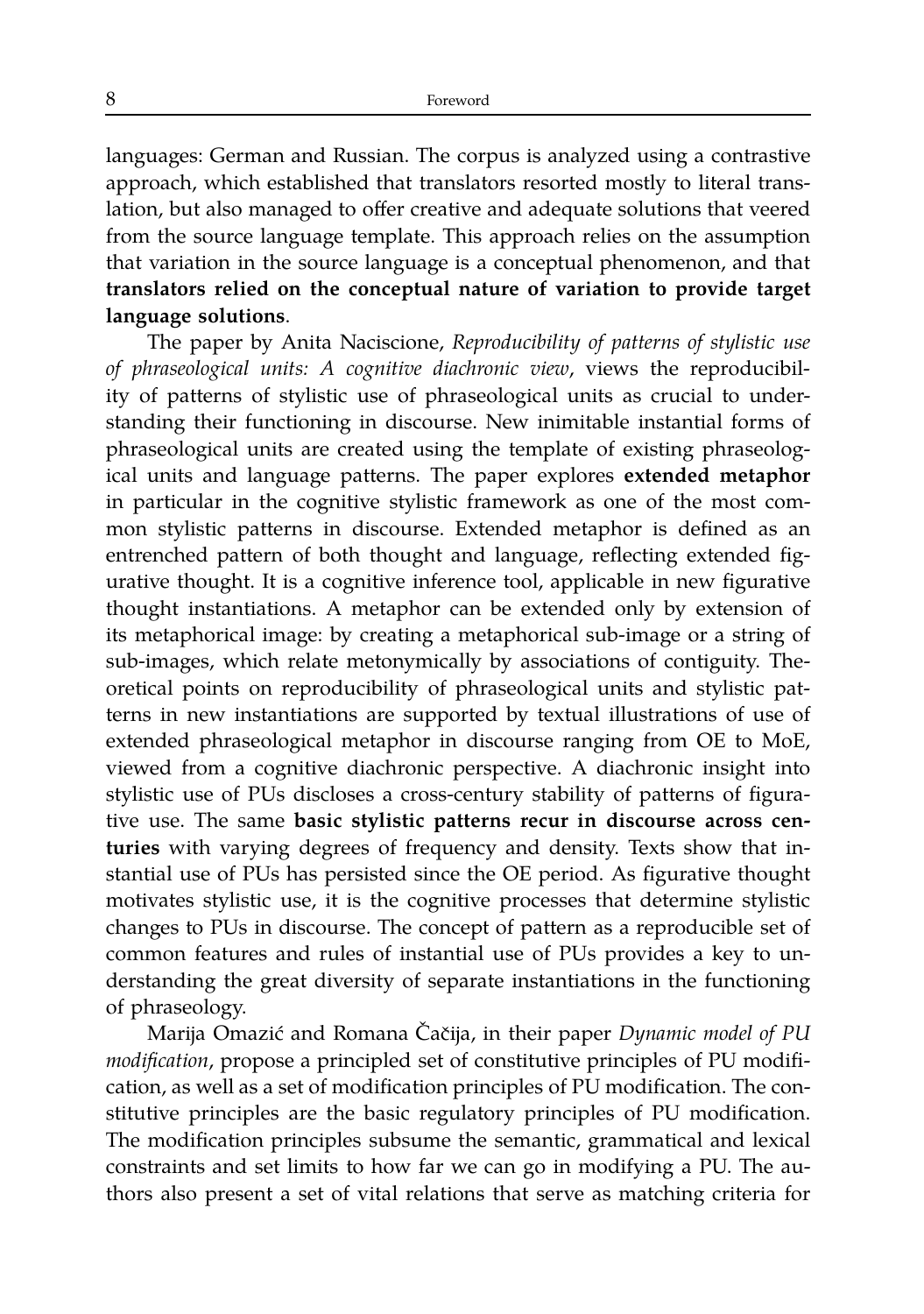languages: German and Russian. The corpus is analyzed using a contrastive approach, which established that translators resorted mostly to literal translation, but also managed to offer creative and adequate solutions that veered from the source language template. This approach relies on the assumption that variation in the source language is a conceptual phenomenon, and that **translators relied on the conceptual nature of variation to provide target language solutions**.

The paper by Anita Naciscione, *Reproducibility of patterns of stylistic use of phraseological units: A cognitive diachronic view*, views the reproducibility of patterns of stylistic use of phraseological units as crucial to understanding their functioning in discourse. New inimitable instantial forms of phraseological units are created using the template of existing phraseological units and language patterns. The paper explores **extended metaphor** in particular in the cognitive stylistic framework as one of the most common stylistic patterns in discourse. Extended metaphor is defined as an entrenched pattern of both thought and language, reflecting extended figurative thought. It is a cognitive inference tool, applicable in new figurative thought instantiations. A metaphor can be extended only by extension of its metaphorical image: by creating a metaphorical sub-image or a string of sub-images, which relate metonymically by associations of contiguity. Theoretical points on reproducibility of phraseological units and stylistic patterns in new instantiations are supported by textual illustrations of use of extended phraseological metaphor in discourse ranging from OE to MoE, viewed from a cognitive diachronic perspective. A diachronic insight into stylistic use of PUs discloses a cross-century stability of patterns of figurative use. The same **basic stylistic patterns recur in discourse across centuries** with varying degrees of frequency and density. Texts show that instantial use of PUs has persisted since the OE period. As figurative thought motivates stylistic use, it is the cognitive processes that determine stylistic changes to PUs in discourse. The concept of pattern as a reproducible set of common features and rules of instantial use of PUs provides a key to understanding the great diversity of separate instantiations in the functioning of phraseology.

Marija Omazić and Romana Čačija, in their paper *Dynamic model of PU modification*, propose a principled set of constitutive principles of PU modification, as well as a set of modification principles of PU modification. The constitutive principles are the basic regulatory principles of PU modification. The modification principles subsume the semantic, grammatical and lexical constraints and set limits to how far we can go in modifying a PU. The authors also present a set of vital relations that serve as matching criteria for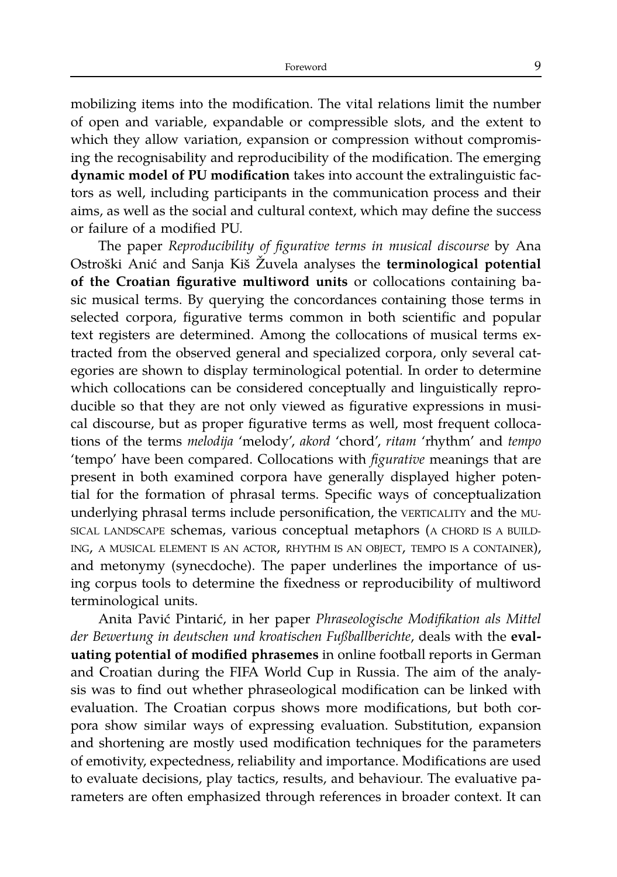mobilizing items into the modification. The vital relations limit the number of open and variable, expandable or compressible slots, and the extent to which they allow variation, expansion or compression without compromising the recognisability and reproducibility of the modification. The emerging **dynamic model of PU modification** takes into account the extralinguistic factors as well, including participants in the communication process and their aims, as well as the social and cultural context, which may define the success or failure of a modified PU.

The paper *Reproducibility of figurative terms in musical discourse* by Ana Ostroški Anić and Sanja Kiš Žuvela analyses the **terminological potential of the Croatian figurative multiword units** or collocations containing basic musical terms. By querying the concordances containing those terms in selected corpora, figurative terms common in both scientific and popular text registers are determined. Among the collocations of musical terms extracted from the observed general and specialized corpora, only several categories are shown to display terminological potential. In order to determine which collocations can be considered conceptually and linguistically reproducible so that they are not only viewed as figurative expressions in musical discourse, but as proper figurative terms as well, most frequent collocations of the terms *melodija* 'melody', *akord* 'chord', *ritam* 'rhythm' and *tempo* 'tempo' have been compared. Collocations with *figurative* meanings that are present in both examined corpora have generally displayed higher potential for the formation of phrasal terms. Specific ways of conceptualization underlying phrasal terms include personification, the VERTICALITY and the MUSICAL LANDSCAPE schemas, various conceptual metaphors (A CHORD IS A BUILDING, A MUSICAL ELEMENT IS AN ACTOR, RHYTHM IS AN OBJECT, TEMPO IS A CONTAINER), and metonymy (synecdoche). The paper underlines the importance of using corpus tools to determine the fixedness or reproducibility of multiword terminological units.

Anita Pavić Pintarić, in her paper *Phraseologische Modifikation als Mittel der Bewertung in deutschen und kroatischen Fußballberichte*, deals with the **evaluating potential of modified phrasemes** in online football reports in German and Croatian during the FIFA World Cup in Russia. The aim of the analysis was to find out whether phraseological modification can be linked with evaluation. The Croatian corpus shows more modifications, but both corpora show similar ways of expressing evaluation. Substitution, expansion and shortening are mostly used modification techniques for the parameters of emotivity, expectedness, reliability and importance. Modifications are used to evaluate decisions, play tactics, results, and behaviour. The evaluative parameters are often emphasized through references in broader context. It can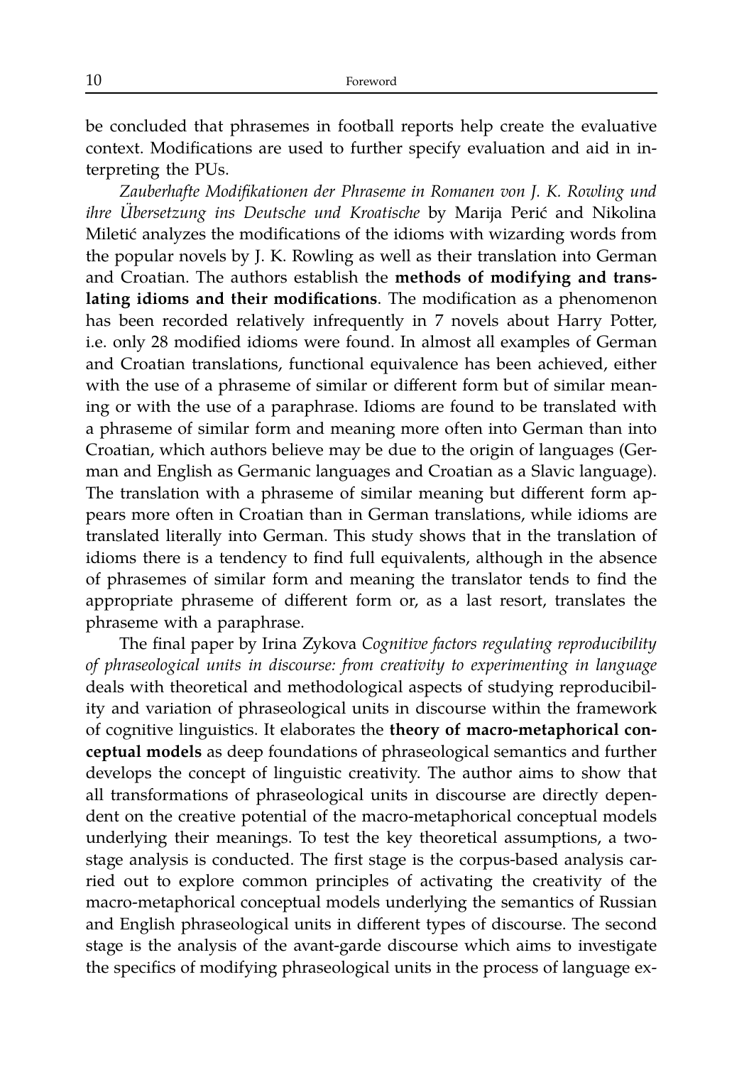be concluded that phrasemes in football reports help create the evaluative context. Modifications are used to further specify evaluation and aid in interpreting the PUs.

*Zauberhafte Modifikationen der Phraseme in Romanen von J. K. Rowling und ihre Übersetzung ins Deutsche und Kroatische* by Marija Perić and Nikolina Miletić analyzes the modifications of the idioms with wizarding words from the popular novels by J. K. Rowling as well as their translation into German and Croatian. The authors establish the **methods of modifying and translating idioms and their modifications**. The modification as a phenomenon has been recorded relatively infrequently in 7 novels about Harry Potter, i.e. only 28 modified idioms were found. In almost all examples of German and Croatian translations, functional equivalence has been achieved, either with the use of a phraseme of similar or different form but of similar meaning or with the use of a paraphrase. Idioms are found to be translated with a phraseme of similar form and meaning more often into German than into Croatian, which authors believe may be due to the origin of languages (German and English as Germanic languages and Croatian as a Slavic language). The translation with a phraseme of similar meaning but different form appears more often in Croatian than in German translations, while idioms are translated literally into German. This study shows that in the translation of idioms there is a tendency to find full equivalents, although in the absence of phrasemes of similar form and meaning the translator tends to find the appropriate phraseme of different form or, as a last resort, translates the phraseme with a paraphrase.

The final paper by Irina Zykova *Cognitive factors regulating reproducibility of phraseological units in discourse: from creativity to experimenting in language* deals with theoretical and methodological aspects of studying reproducibility and variation of phraseological units in discourse within the framework of cognitive linguistics. It elaborates the **theory of macro-metaphorical conceptual models** as deep foundations of phraseological semantics and further develops the concept of linguistic creativity. The author aims to show that all transformations of phraseological units in discourse are directly dependent on the creative potential of the macro-metaphorical conceptual models underlying their meanings. To test the key theoretical assumptions, a two-stage analysis is conducted. The first stage is the corpus-based analysis carried out to explore common principles of activating the creativity of the macro-metaphorical conceptual models underlying the semantics of Russian and English phraseological units in different types of discourse. The second stage is the analysis of the avant-garde discourse which aims to investigate the specifics of modifying phraseological units in the process of language ex-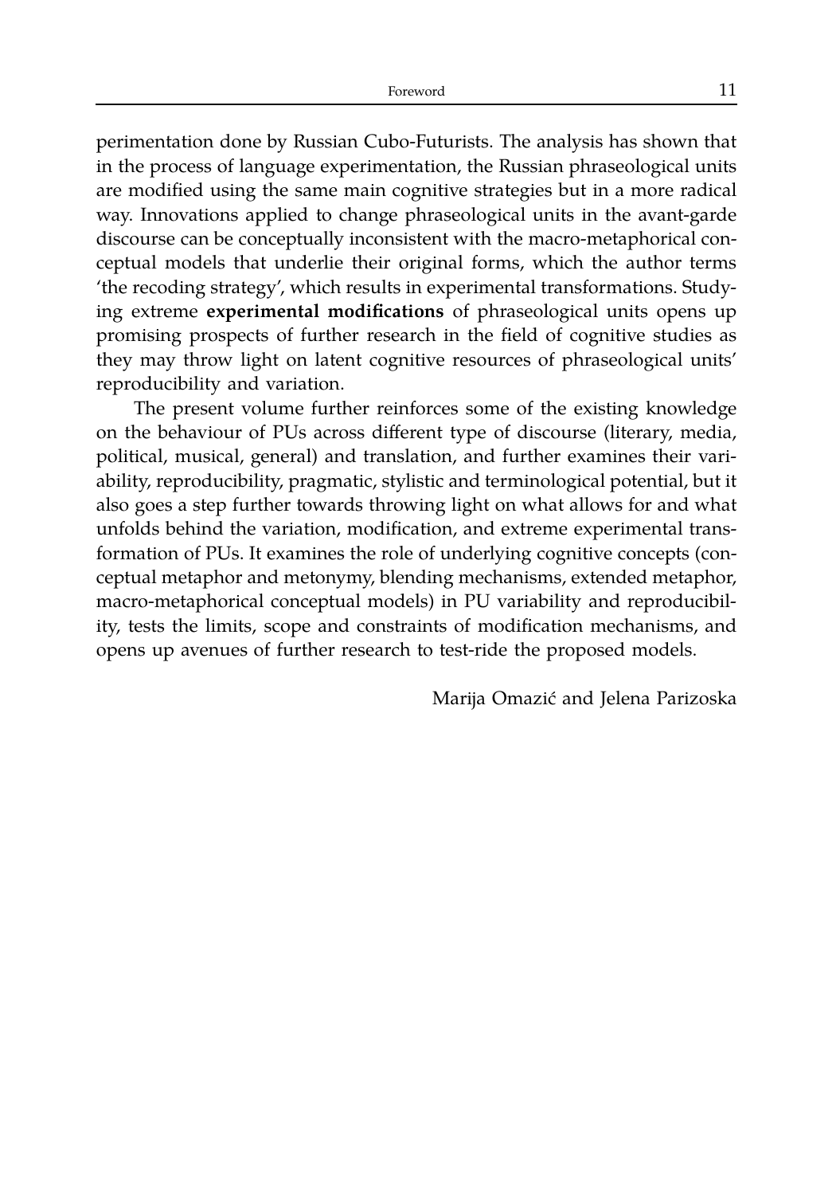perimentation done by Russian Cubo-Futurists. The analysis has shown that in the process of language experimentation, the Russian phraseological units are modified using the same main cognitive strategies but in a more radical way. Innovations applied to change phraseological units in the avant-garde discourse can be conceptually inconsistent with the macro-metaphorical conceptual models that underlie their original forms, which the author terms 'the recoding strategy', which results in experimental transformations. Studying extreme **experimental modifications** of phraseological units opens up promising prospects of further research in the field of cognitive studies as they may throw light on latent cognitive resources of phraseological units' reproducibility and variation.

The present volume further reinforces some of the existing knowledge on the behaviour of PUs across different type of discourse (literary, media, political, musical, general) and translation, and further examines their variability, reproducibility, pragmatic, stylistic and terminological potential, but it also goes a step further towards throwing light on what allows for and what unfolds behind the variation, modification, and extreme experimental transformation of PUs. It examines the role of underlying cognitive concepts (conceptual metaphor and metonymy, blending mechanisms, extended metaphor, macro-metaphorical conceptual models) in PU variability and reproducibility, tests the limits, scope and constraints of modification mechanisms, and opens up avenues of further research to test-ride the proposed models.

Marija Omazić and Jelena Parizoska